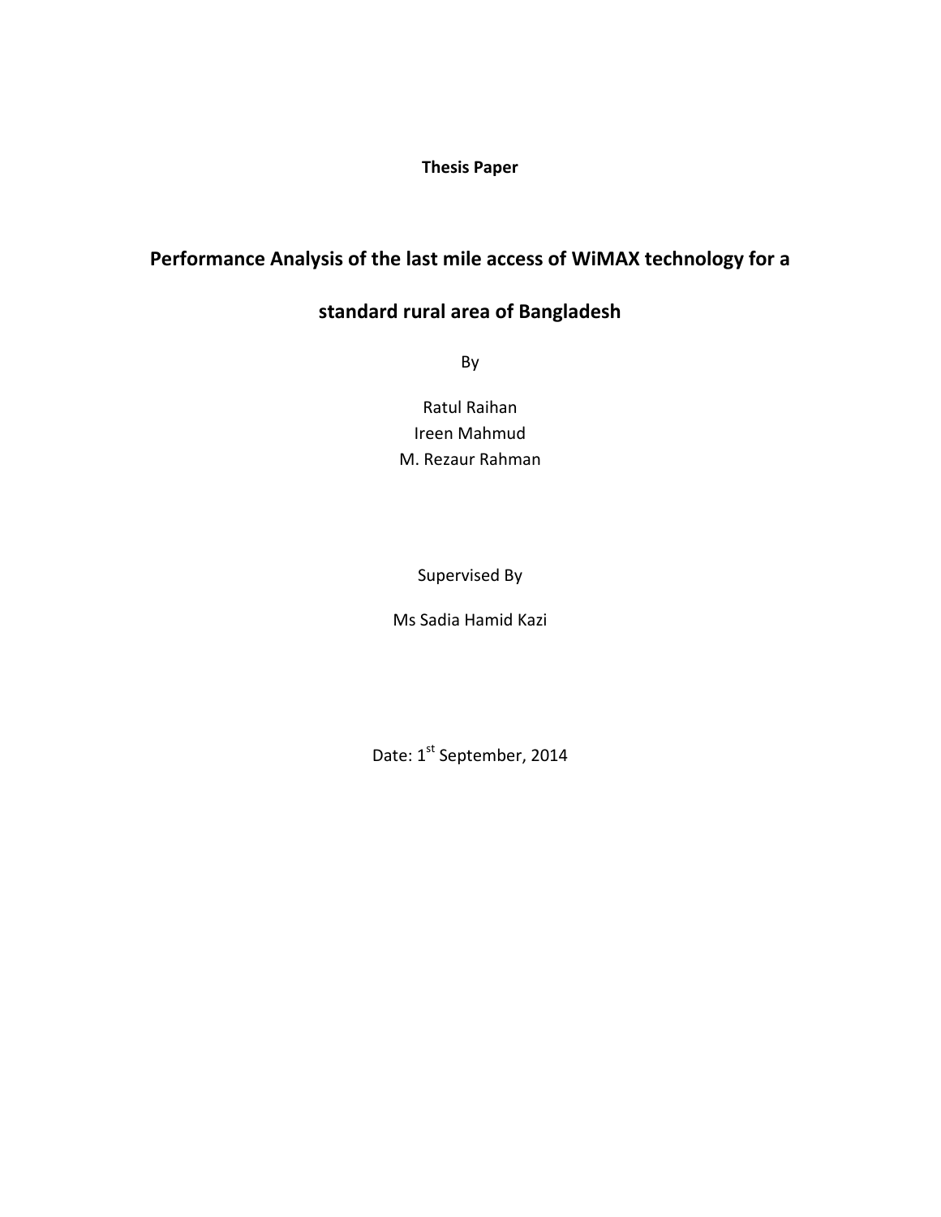**Thesis Paper**

# Performance Analysis of the last mile access of WiMAX technology for a standard rural area of Bangladesh

By

Ratul Raihan
Ireen Mahmud
M. Rezaur Rahman

Supervised By

Ms Sadia Hamid Kazi

Date: 1st September, 2014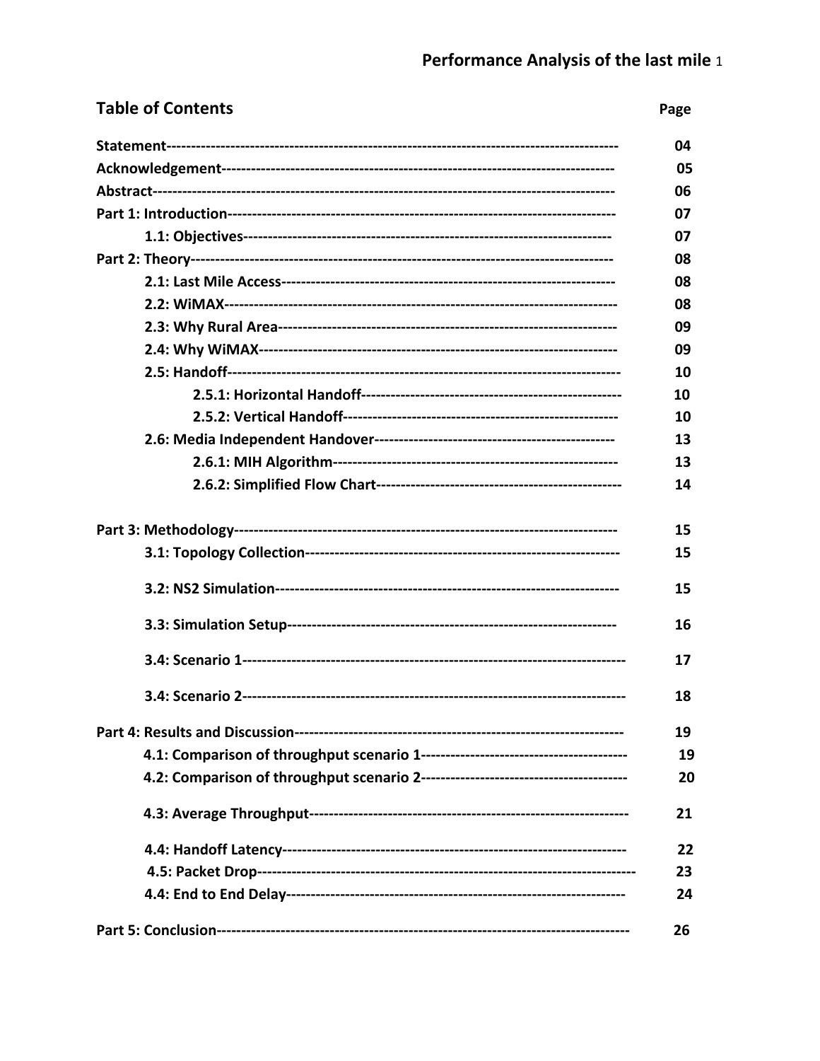## Table of Contents

| | Page |
|---|---|
| **Statement** | **04** |
| **Acknowledgement** | **05** |
| **Abstract** | **06** |
| **Part 1: Introduction** | **07** |
| **1.1: Objectives** | **07** |
| **Part 2: Theory** | **08** |
| **2.1: Last Mile Access** | **08** |
| **2.2: WiMAX** | **08** |
| **2.3: Why Rural Area** | **09** |
| **2.4: Why WiMAX** | **09** |
| **2.5: Handoff** | **10** |
| **2.5.1: Horizontal Handoff** | **10** |
| **2.5.2: Vertical Handoff** | **10** |
| **2.6: Media Independent Handover** | **13** |
| **2.6.1: MIH Algorithm** | **13** |
| **2.6.2: Simplified Flow Chart** | **14** |
| **Part 3: Methodology** | **15** |
| **3.1: Topology Collection** | **15** |
| **3.2: NS2 Simulation** | **15** |
| **3.3: Simulation Setup** | **16** |
| **3.4: Scenario 1** | **17** |
| **3.4: Scenario 2** | **18** |
| **Part 4: Results and Discussion** | **19** |
| **4.1: Comparison of throughput scenario 1** | **19** |
| **4.2: Comparison of throughput scenario 2** | **20** |
| **4.3: Average Throughput** | **21** |
| **4.4: Handoff Latency** | **22** |
| **4.5: Packet Drop** | **23** |
| **4.4: End to End Delay** | **24** |
| **Part 5: Conclusion** | **26** |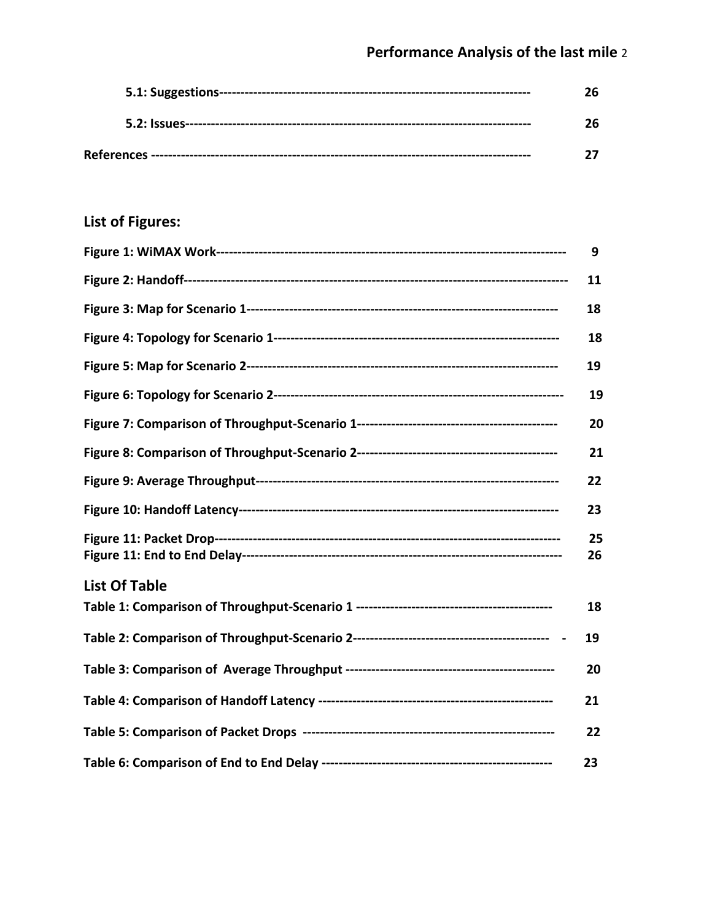**5.1: Suggestions------------------------------------------------------------------------ 26**

**5.2: Issues------------------------------------------------------------------------------- 26**

**References ---------------------------------------------------------------------------------- 27**

## List of Figures:

**Figure 1: WiMAX Work------------------------------------------------------------------------------- 9**

**Figure 2: Handoff---------------------------------------------------------------------------------------- 11**

**Figure 3: Map for Scenario 1------------------------------------------------------------------------ 18**

**Figure 4: Topology for Scenario 1------------------------------------------------------------------ 18**

**Figure 5: Map for Scenario 2------------------------------------------------------------------------ 19**

**Figure 6: Topology for Scenario 2------------------------------------------------------------------- 19**

**Figure 7: Comparison of Throughput-Scenario 1---------------------------------------------- 20**

**Figure 8: Comparison of Throughput-Scenario 2---------------------------------------------- 21**

**Figure 9: Average Throughput--------------------------------------------------------------------- 22**

**Figure 10: Handoff Latency------------------------------------------------------------------------- 23**

**Figure 11: Packet Drop------------------------------------------------------------------------------ 25**
**Figure 11: End to End Delay------------------------------------------------------------------------ 26**

## List Of Table

**Table 1: Comparison of Throughput-Scenario 1 -------------------------------------------- 18**

**Table 2: Comparison of Throughput-Scenario 2-------------------------------------------- - 19**

**Table 3: Comparison of Average Throughput ----------------------------------------------- 20**

**Table 4: Comparison of Handoff Latency ---------------------------------------------------- 21**

**Table 5: Comparison of Packet Drops ------------------------------------------------------- 22**

**Table 6: Comparison of End to End Delay --------------------------------------------------- 23**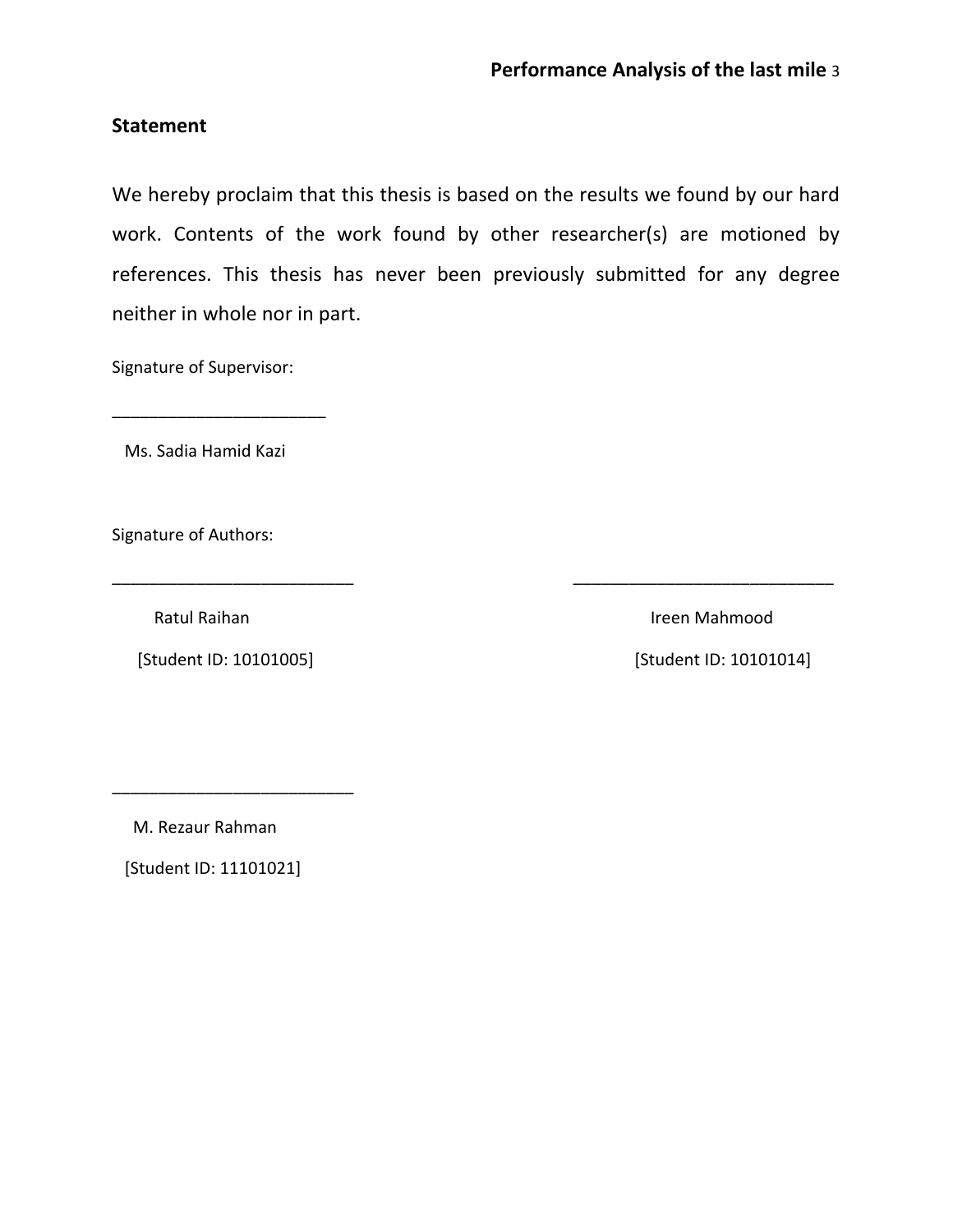## Statement

We hereby proclaim that this thesis is based on the results we found by our hard work. Contents of the work found by other researcher(s) are motioned by references. This thesis has never been previously submitted for any degree neither in whole nor in part.

Signature of Supervisor:

______________________

Ms. Sadia Hamid Kazi

Signature of Authors:

_________________________

Ratul Raihan

[Student ID: 10101005]

___________________________

Ireen Mahmood

[Student ID: 10101014]

_________________________

M. Rezaur Rahman

[Student ID: 11101021]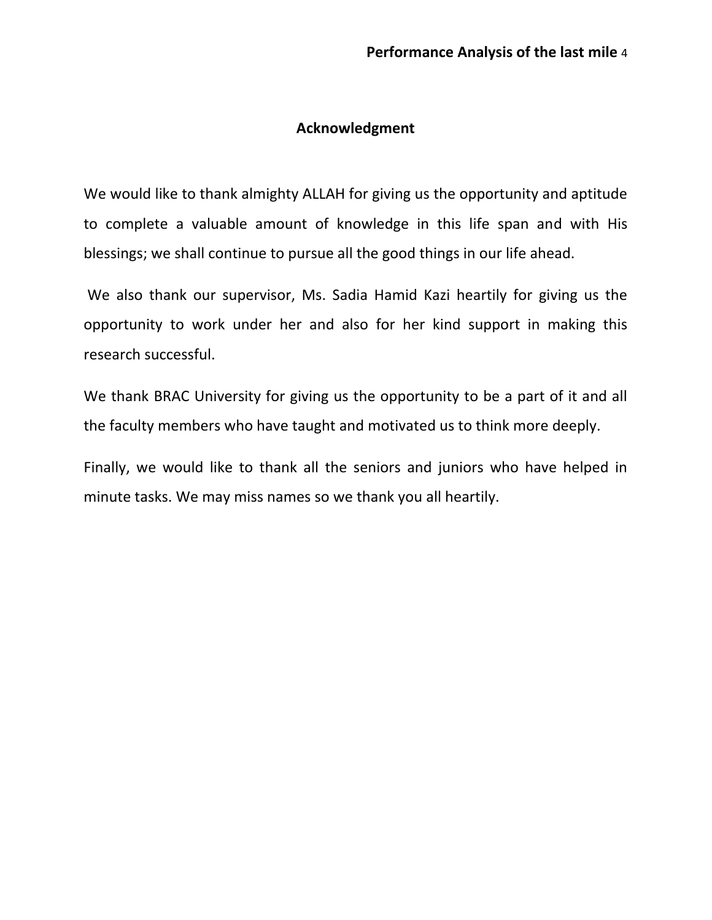## Acknowledgment

We would like to thank almighty ALLAH for giving us the opportunity and aptitude to complete a valuable amount of knowledge in this life span and with His blessings; we shall continue to pursue all the good things in our life ahead.

We also thank our supervisor, Ms. Sadia Hamid Kazi heartily for giving us the opportunity to work under her and also for her kind support in making this research successful.

We thank BRAC University for giving us the opportunity to be a part of it and all the faculty members who have taught and motivated us to think more deeply.

Finally, we would like to thank all the seniors and juniors who have helped in minute tasks. We may miss names so we thank you all heartily.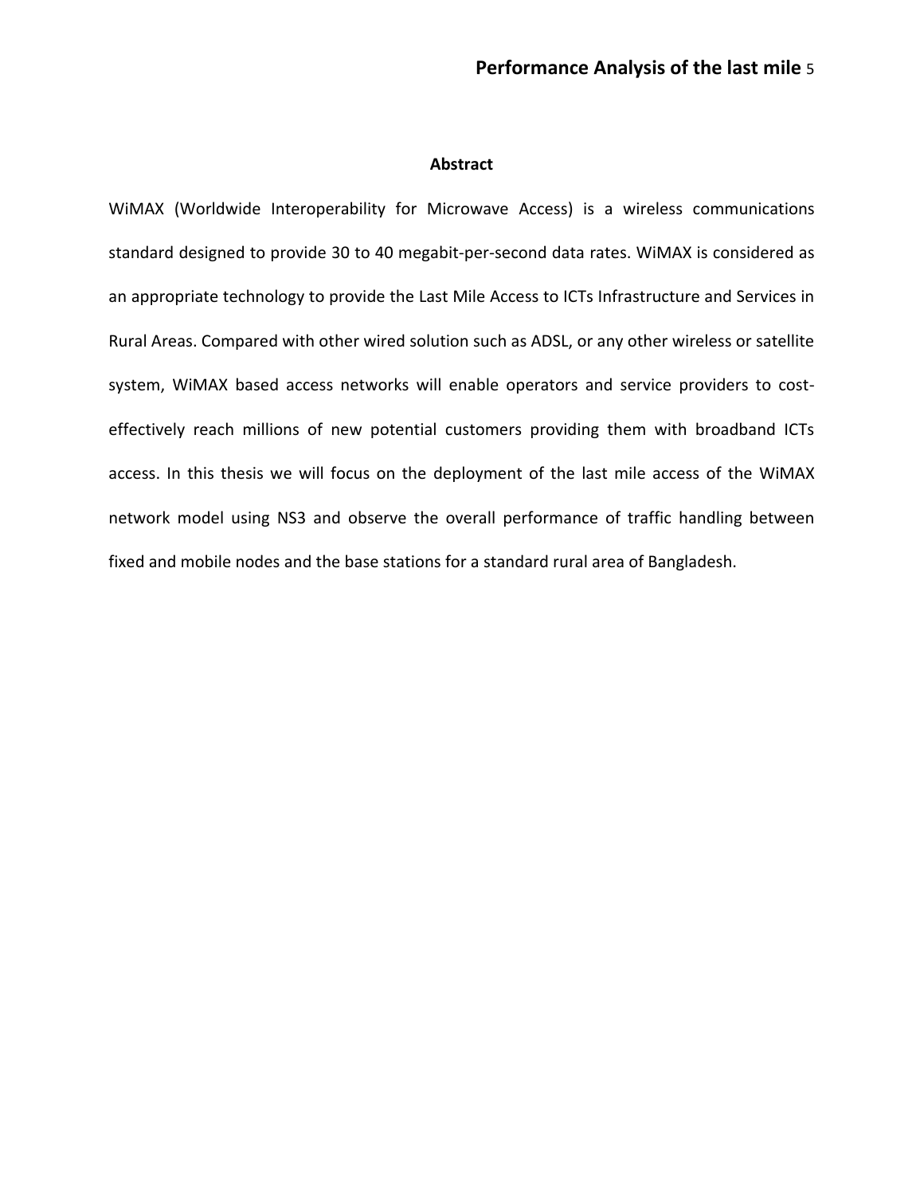## Abstract

WiMAX (Worldwide Interoperability for Microwave Access) is a wireless communications standard designed to provide 30 to 40 megabit-per-second data rates. WiMAX is considered as an appropriate technology to provide the Last Mile Access to ICTs Infrastructure and Services in Rural Areas. Compared with other wired solution such as ADSL, or any other wireless or satellite system, WiMAX based access networks will enable operators and service providers to cost-effectively reach millions of new potential customers providing them with broadband ICTs access. In this thesis we will focus on the deployment of the last mile access of the WiMAX network model using NS3 and observe the overall performance of traffic handling between fixed and mobile nodes and the base stations for a standard rural area of Bangladesh.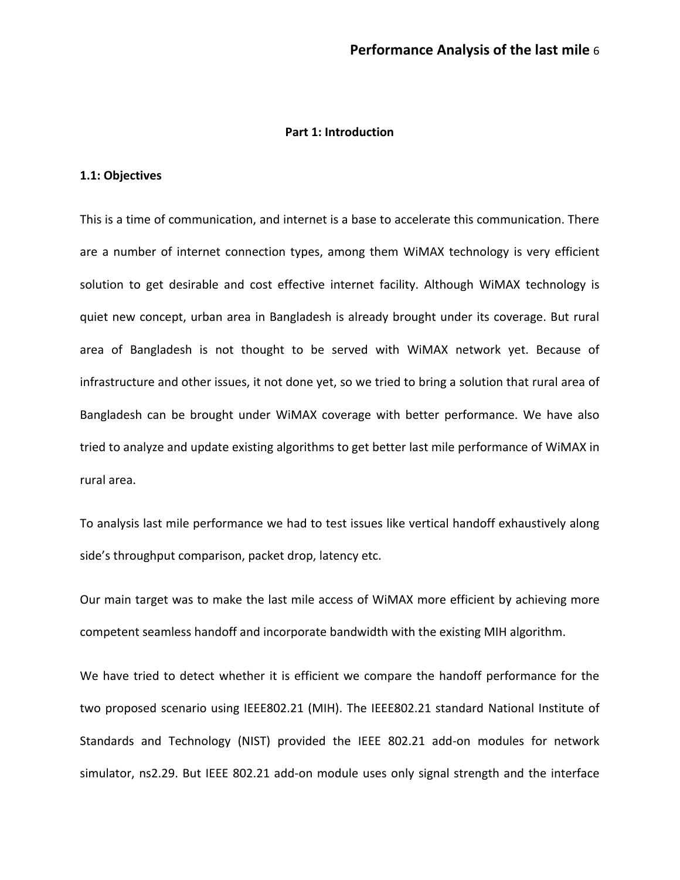# Part 1: Introduction

## 1.1: Objectives

This is a time of communication, and internet is a base to accelerate this communication. There are a number of internet connection types, among them WiMAX technology is very efficient solution to get desirable and cost effective internet facility. Although WiMAX technology is quiet new concept, urban area in Bangladesh is already brought under its coverage. But rural area of Bangladesh is not thought to be served with WiMAX network yet. Because of infrastructure and other issues, it not done yet, so we tried to bring a solution that rural area of Bangladesh can be brought under WiMAX coverage with better performance. We have also tried to analyze and update existing algorithms to get better last mile performance of WiMAX in rural area.

To analysis last mile performance we had to test issues like vertical handoff exhaustively along side's throughput comparison, packet drop, latency etc.

Our main target was to make the last mile access of WiMAX more efficient by achieving more competent seamless handoff and incorporate bandwidth with the existing MIH algorithm.

We have tried to detect whether it is efficient we compare the handoff performance for the two proposed scenario using IEEE802.21 (MIH). The IEEE802.21 standard National Institute of Standards and Technology (NIST) provided the IEEE 802.21 add-on modules for network simulator, ns2.29. But IEEE 802.21 add-on module uses only signal strength and the interface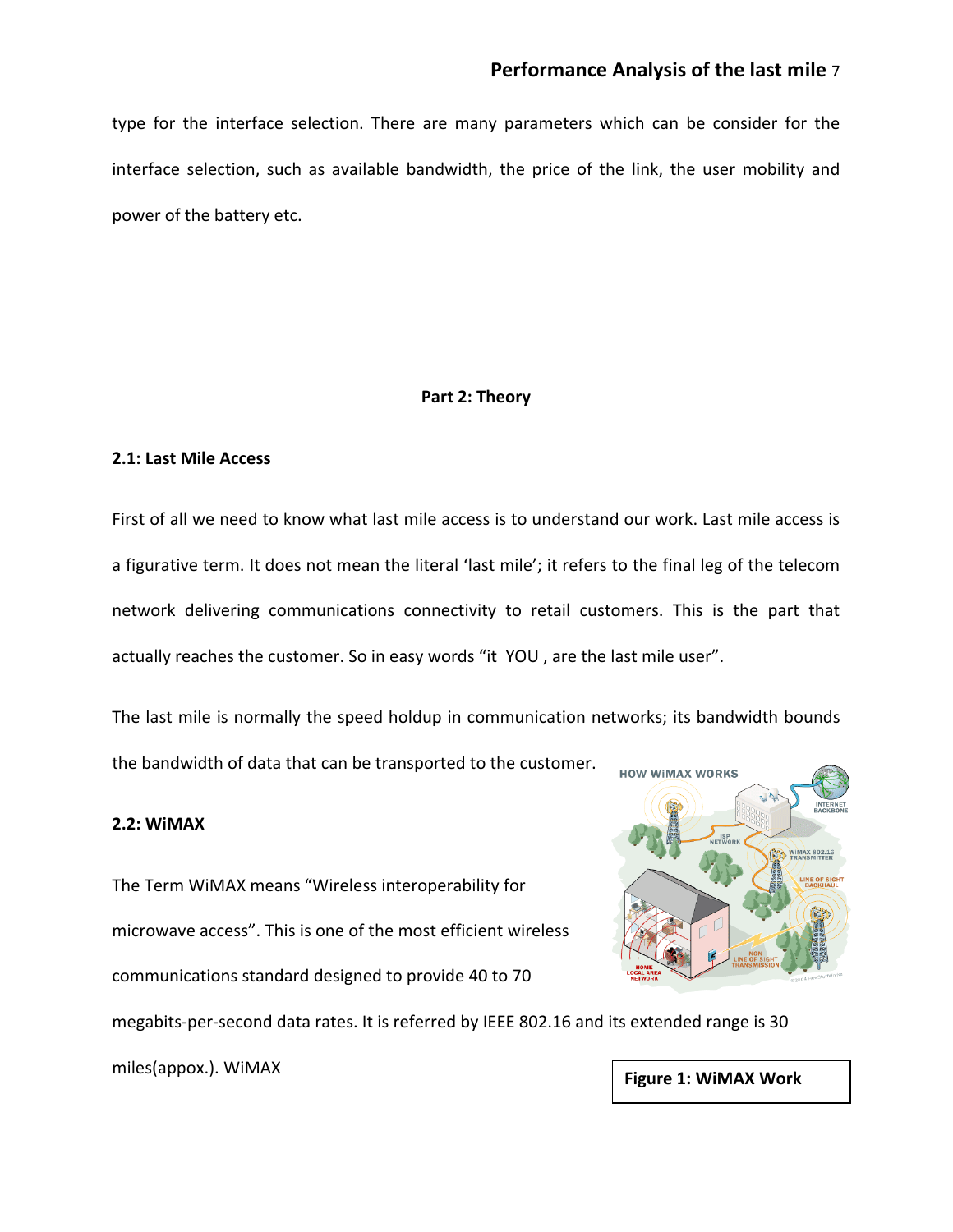type for the interface selection. There are many parameters which can be consider for the interface selection, such as available bandwidth, the price of the link, the user mobility and power of the battery etc.

# Part 2: Theory

## 2.1: Last Mile Access

First of all we need to know what last mile access is to understand our work. Last mile access is a figurative term. It does not mean the literal 'last mile'; it refers to the final leg of the telecom network delivering communications connectivity to retail customers. This is the part that actually reaches the customer. So in easy words "it YOU , are the last mile user".

The last mile is normally the speed holdup in communication networks; its bandwidth bounds the bandwidth of data that can be transported to the customer.

## 2.2: WiMAX

The Term WiMAX means "Wireless interoperability for microwave access". This is one of the most efficient wireless communications standard designed to provide 40 to 70 megabits-per-second data rates. It is referred by IEEE 802.16 and its extended range is 30 miles(appox.). WiMAX

**Figure 1: WiMAX Work**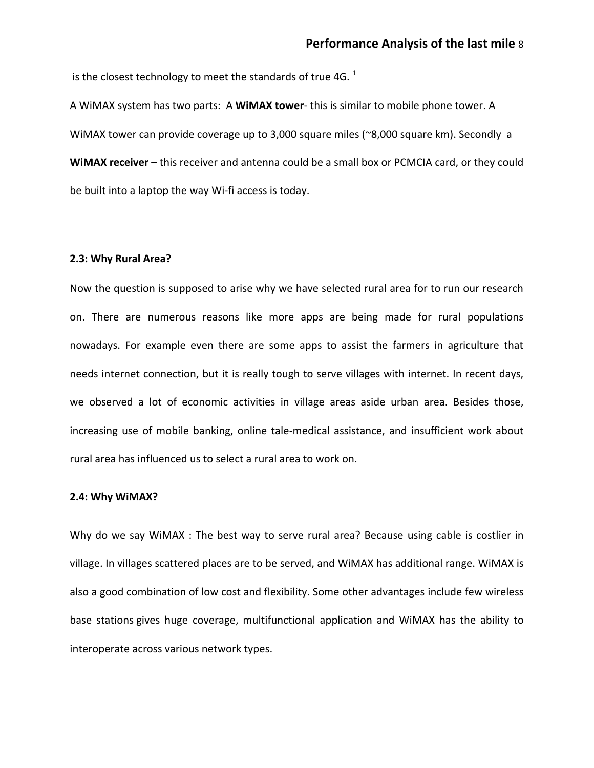is the closest technology to meet the standards of true 4G. [1]

A WiMAX system has two parts: A **WiMAX tower**- this is similar to mobile phone tower. A WiMAX tower can provide coverage up to 3,000 square miles (~8,000 square km). Secondly a **WiMAX receiver** – this receiver and antenna could be a small box or PCMCIA card, or they could be built into a laptop the way Wi-fi access is today.

### 2.3: Why Rural Area?

Now the question is supposed to arise why we have selected rural area for to run our research on. There are numerous reasons like more apps are being made for rural populations nowadays. For example even there are some apps to assist the farmers in agriculture that needs internet connection, but it is really tough to serve villages with internet. In recent days, we observed a lot of economic activities in village areas aside urban area. Besides those, increasing use of mobile banking, online tale-medical assistance, and insufficient work about rural area has influenced us to select a rural area to work on.

### 2.4: Why WiMAX?

Why do we say WiMAX : The best way to serve rural area? Because using cable is costlier in village. In villages scattered places are to be served, and WiMAX has additional range. WiMAX is also a good combination of low cost and flexibility. Some other advantages include few wireless base stations gives huge coverage, multifunctional application and WiMAX has the ability to interoperate across various network types.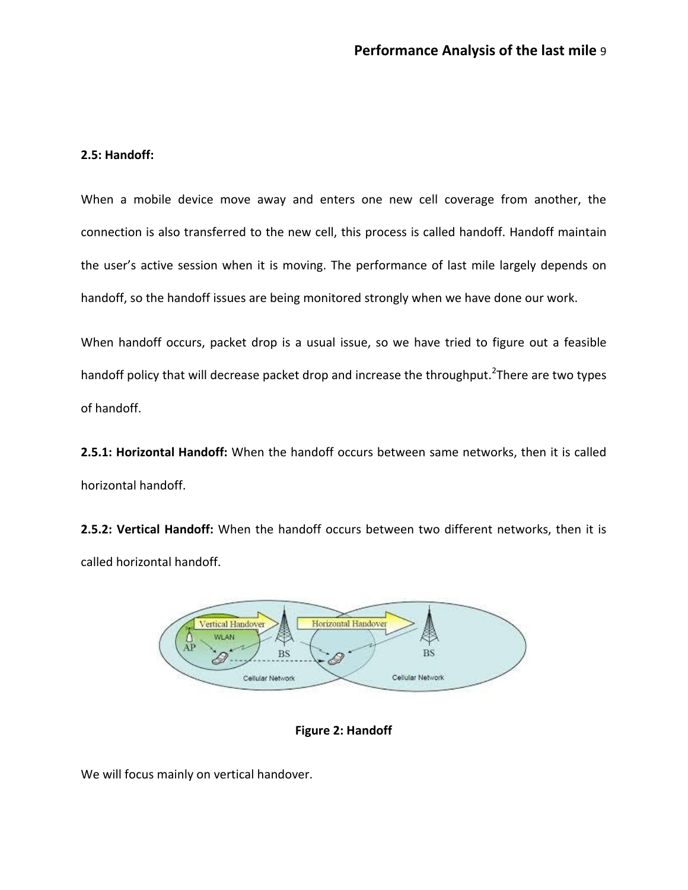### 2.5: Handoff:

When a mobile device move away and enters one new cell coverage from another, the connection is also transferred to the new cell, this process is called handoff. Handoff maintain the user's active session when it is moving. The performance of last mile largely depends on handoff, so the handoff issues are being monitored strongly when we have done our work.

When handoff occurs, packet drop is a usual issue, so we have tried to figure out a feasible handoff policy that will decrease packet drop and increase the throughput.[2]There are two types of handoff.

**2.5.1: Horizontal Handoff:** When the handoff occurs between same networks, then it is called horizontal handoff.

**2.5.2: Vertical Handoff:** When the handoff occurs between two different networks, then it is called horizontal handoff.

**Figure 2: Handoff**

We will focus mainly on vertical handover.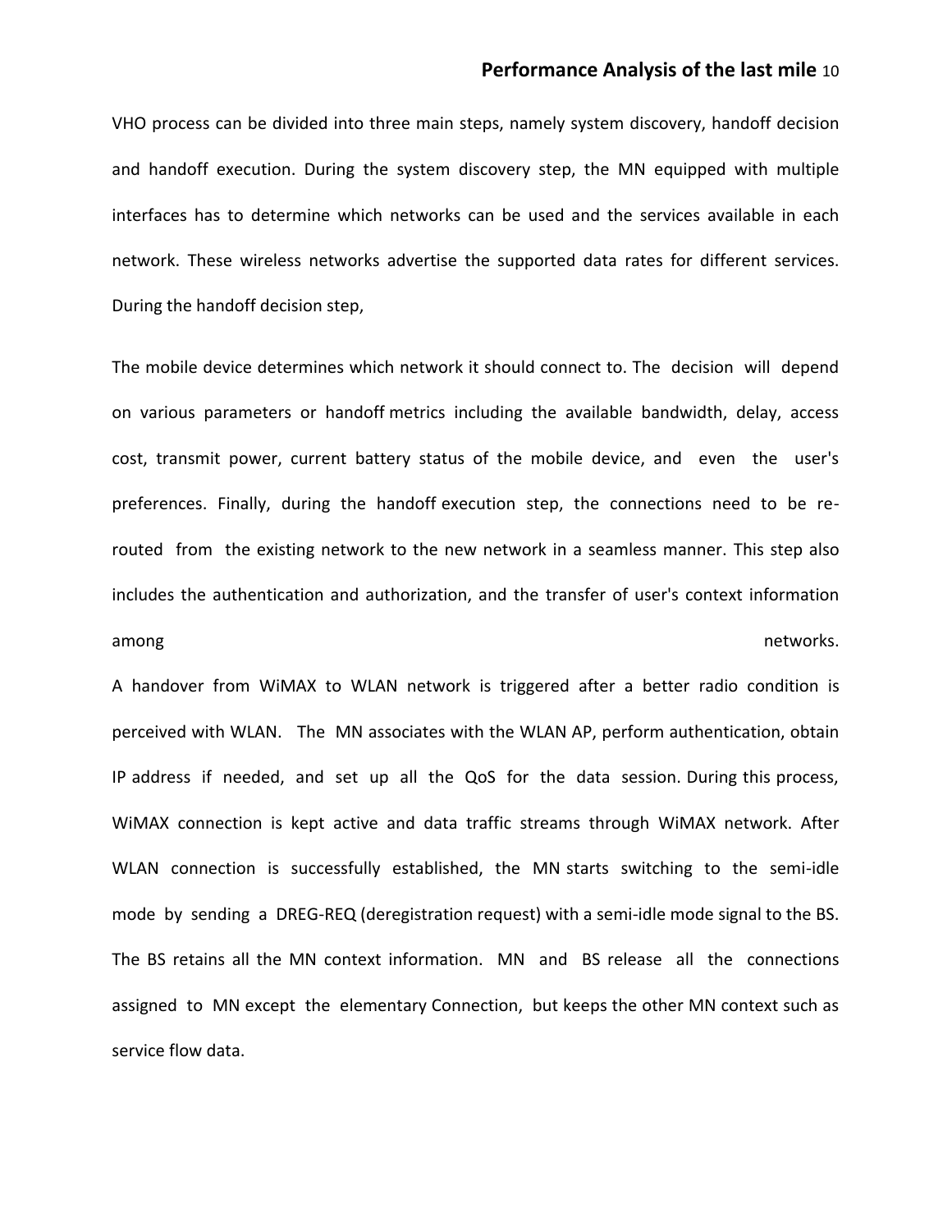VHO process can be divided into three main steps, namely system discovery, handoff decision and handoff execution. During the system discovery step, the MN equipped with multiple interfaces has to determine which networks can be used and the services available in each network. These wireless networks advertise the supported data rates for different services. During the handoff decision step,

The mobile device determines which network it should connect to. The decision will depend on various parameters or handoff metrics including the available bandwidth, delay, access cost, transmit power, current battery status of the mobile device, and even the user's preferences. Finally, during the handoff execution step, the connections need to be re-routed from the existing network to the new network in a seamless manner. This step also includes the authentication and authorization, and the transfer of user's context information among networks.

A handover from WiMAX to WLAN network is triggered after a better radio condition is perceived with WLAN. The MN associates with the WLAN AP, perform authentication, obtain IP address if needed, and set up all the QoS for the data session. During this process, WiMAX connection is kept active and data traffic streams through WiMAX network. After WLAN connection is successfully established, the MN starts switching to the semi-idle mode by sending a DREG-REQ (deregistration request) with a semi-idle mode signal to the BS. The BS retains all the MN context information. MN and BS release all the connections assigned to MN except the elementary Connection, but keeps the other MN context such as service flow data.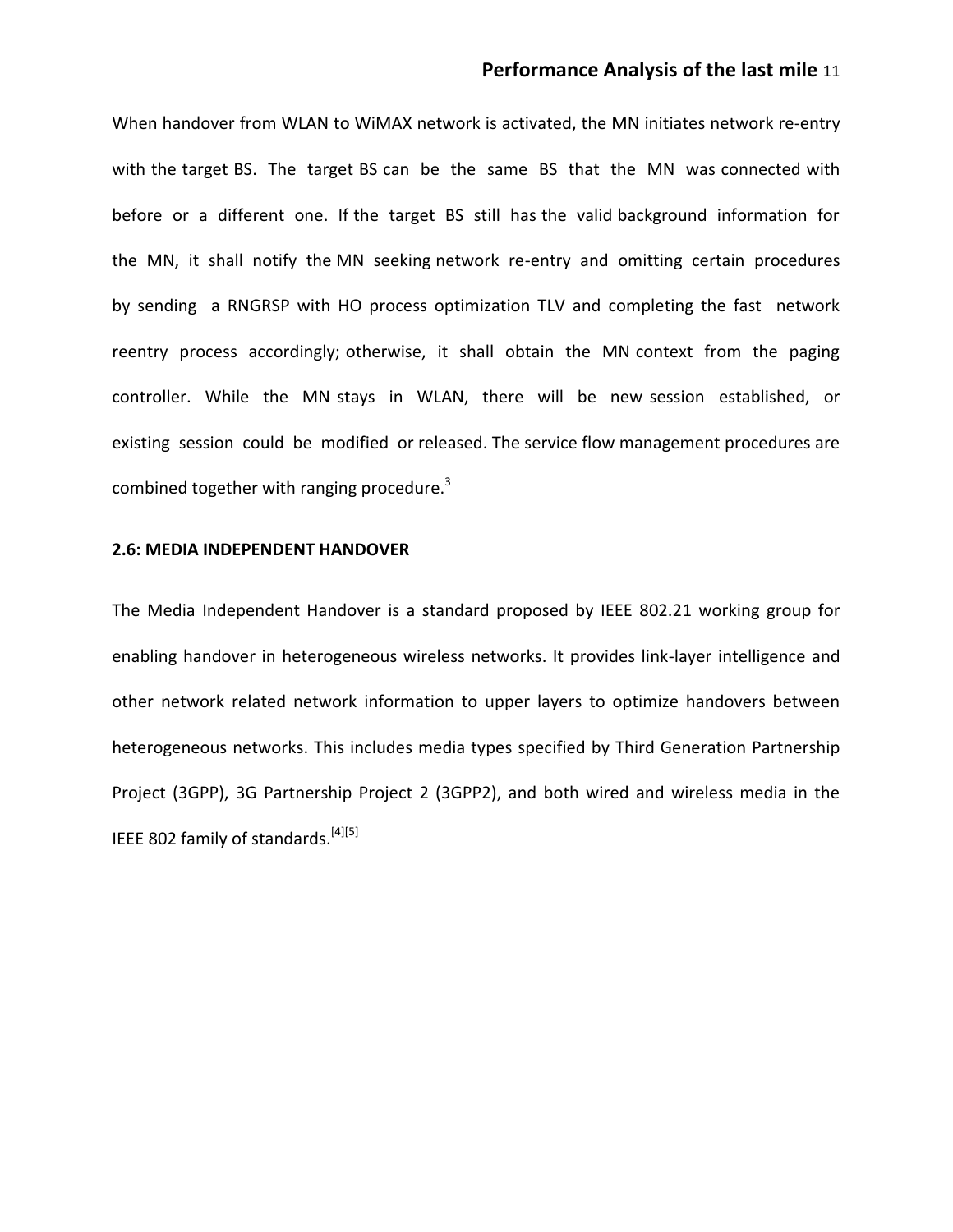When handover from WLAN to WiMAX network is activated, the MN initiates network re-entry with the target BS. The target BS can be the same BS that the MN was connected with before or a different one. If the target BS still has the valid background information for the MN, it shall notify the MN seeking network re-entry and omitting certain procedures by sending a RNGRSP with HO process optimization TLV and completing the fast network reentry process accordingly; otherwise, it shall obtain the MN context from the paging controller. While the MN stays in WLAN, there will be new session established, or existing session could be modified or released. The service flow management procedures are combined together with ranging procedure.[3]

## 2.6: MEDIA INDEPENDENT HANDOVER

The Media Independent Handover is a standard proposed by IEEE 802.21 working group for enabling handover in heterogeneous wireless networks. It provides link-layer intelligence and other network related network information to upper layers to optimize handovers between heterogeneous networks. This includes media types specified by Third Generation Partnership Project (3GPP), 3G Partnership Project 2 (3GPP2), and both wired and wireless media in the IEEE 802 family of standards.[4][5]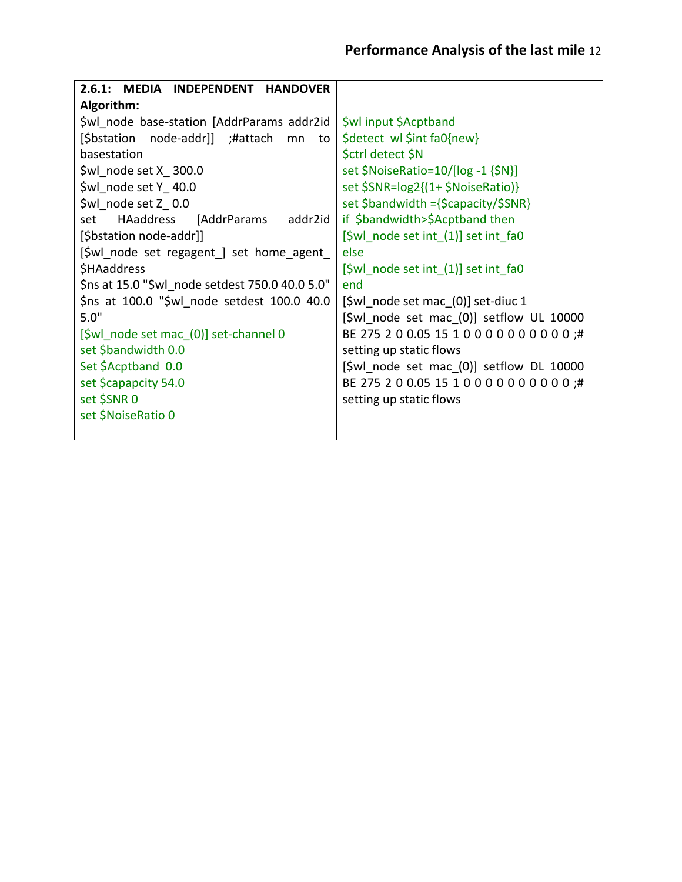**2.6.1: MEDIA INDEPENDENT HANDOVER Algorithm:**

```
$wl_node base-station [AddrParams addr2id [$bstation node-addr]] ;#attach mn to basestation
$wl_node set X_ 300.0
$wl_node set Y_ 40.0
$wl_node set Z_ 0.0
set HAaddress [AddrParams addr2id [$bstation node-addr]]
[$wl_node set regagent_] set home_agent_ $HAaddress
$ns at 15.0 "$wl_node setdest 750.0 40.0 5.0"
$ns at 100.0 "$wl_node setdest 100.0 40.0 5.0"
[$wl_node set mac_(0)] set-channel 0
set $bandwidth 0.0
Set $Acptband  0.0
set $capapcity 54.0
set $SNR 0
set $NoiseRatio 0
$wl input $Acptband
$detect  wl $int fa0{new}
$ctrl detect $N
set $NoiseRatio=10/[log -1 {$N}]
set $SNR=log2{(1+ $NoiseRatio)}
set $bandwidth ={$capacity/$SNR}
if  $bandwidth>$Acptband then
[$wl_node set int_(1)] set int_fa0
else
[$wl_node set int_(1)] set int_fa0
end
[$wl_node set mac_(0)] set-diuc 1
[$wl_node set mac_(0)] setflow UL 10000 BE 275 2 0 0.05 15 1 0 0 0 0 0 0 0 0 0 0 ;# setting up static flows
[$wl_node set mac_(0)] setflow DL 10000 BE 275 2 0 0.05 15 1 0 0 0 0 0 0 0 0 0 0 ;# setting up static flows
```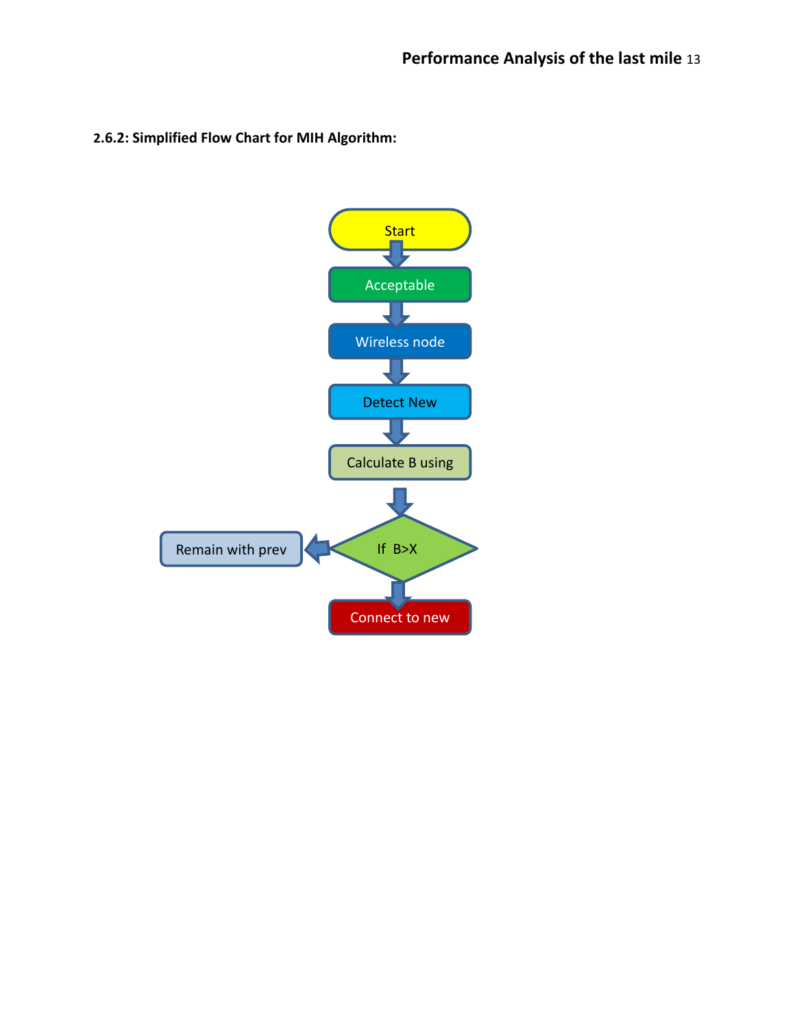**2.6.2: Simplified Flow Chart for MIH Algorithm:**

Start

Acceptable

Wireless node

Detect New

Calculate B using

If B>X

Remain with prev

Connect to new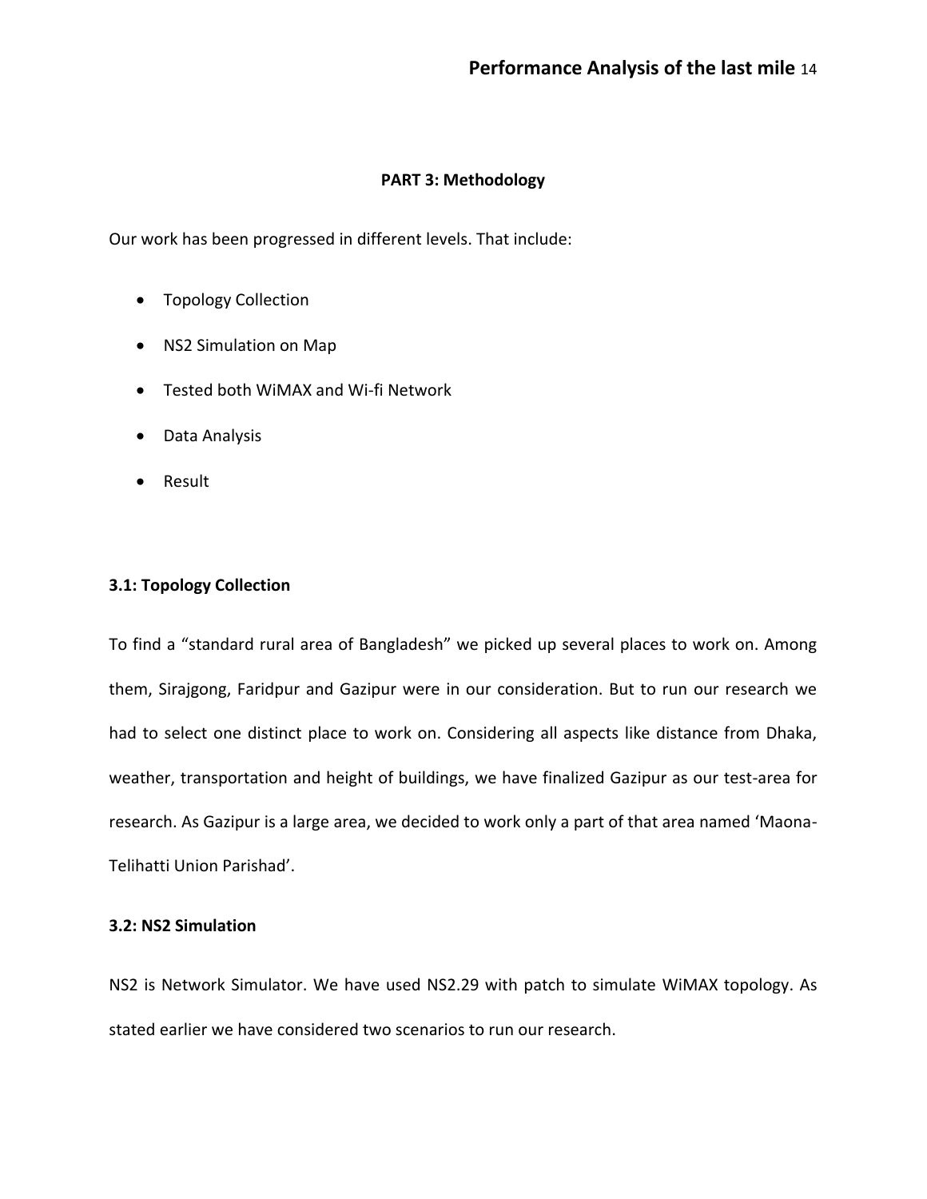## PART 3: Methodology

Our work has been progressed in different levels. That include:

- Topology Collection
- NS2 Simulation on Map
- Tested both WiMAX and Wi-fi Network
- Data Analysis
- Result

### 3.1: Topology Collection

To find a "standard rural area of Bangladesh" we picked up several places to work on. Among them, Sirajgong, Faridpur and Gazipur were in our consideration. But to run our research we had to select one distinct place to work on. Considering all aspects like distance from Dhaka, weather, transportation and height of buildings, we have finalized Gazipur as our test-area for research. As Gazipur is a large area, we decided to work only a part of that area named 'Maona-Telihatti Union Parishad'.

### 3.2: NS2 Simulation

NS2 is Network Simulator. We have used NS2.29 with patch to simulate WiMAX topology. As stated earlier we have considered two scenarios to run our research.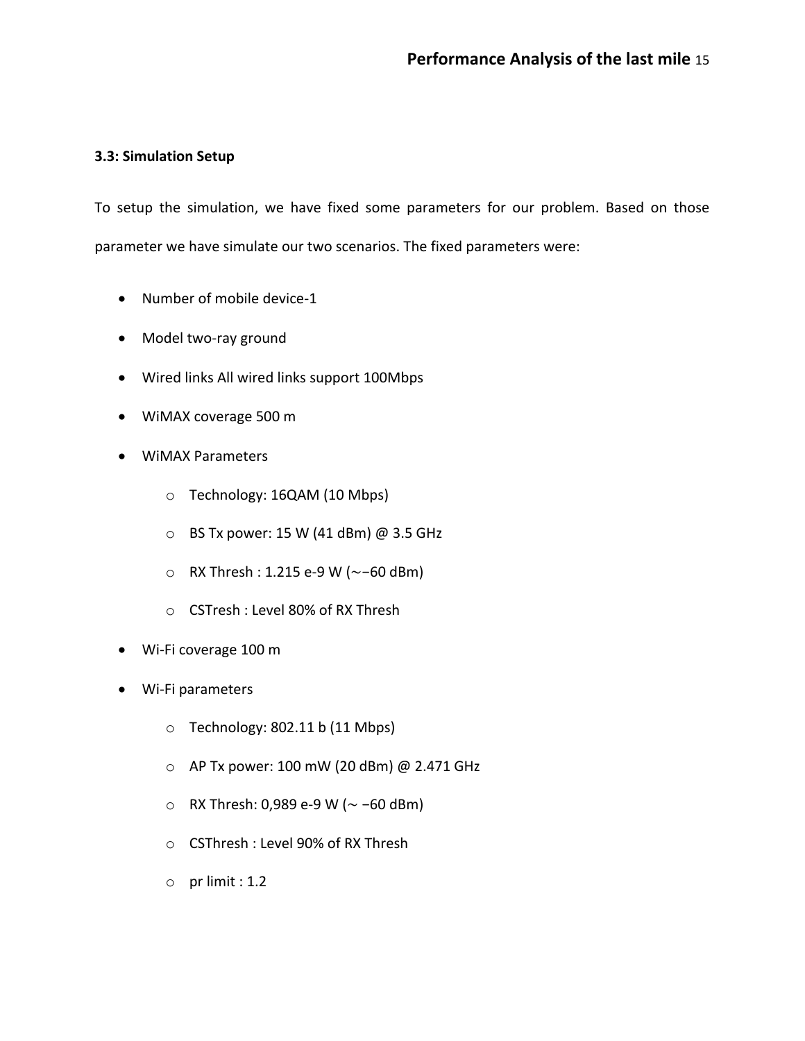### 3.3: Simulation Setup

To setup the simulation, we have fixed some parameters for our problem. Based on those parameter we have simulate our two scenarios. The fixed parameters were:

- Number of mobile device-1
- Model two-ray ground
- Wired links All wired links support 100Mbps
- WiMAX coverage 500 m
- WiMAX Parameters
  - Technology: 16QAM (10 Mbps)
  - BS Tx power: 15 W (41 dBm) @ 3.5 GHz
  - RX Thresh : 1.215 e-9 W (∼−60 dBm)
  - CSTresh : Level 80% of RX Thresh
- Wi-Fi coverage 100 m
- Wi-Fi parameters
  - Technology: 802.11 b (11 Mbps)
  - AP Tx power: 100 mW (20 dBm) @ 2.471 GHz
  - RX Thresh: 0,989 e-9 W (∼ −60 dBm)
  - CSThresh : Level 90% of RX Thresh
  - pr limit : 1.2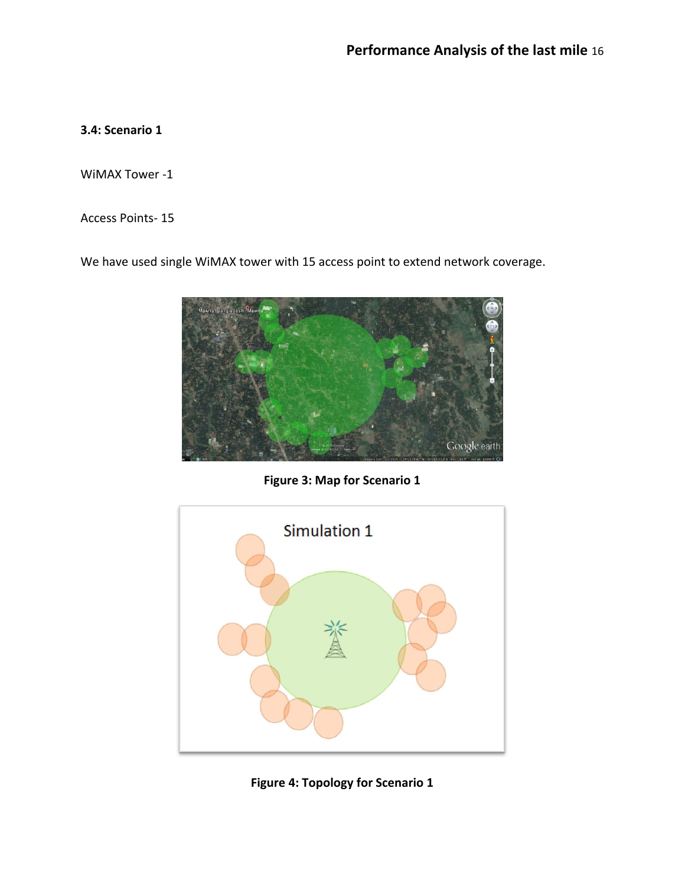### 3.4: Scenario 1

WiMAX Tower -1

Access Points- 15

We have used single WiMAX tower with 15 access point to extend network coverage.

Figure 3: Map for Scenario 1

Figure 4: Topology for Scenario 1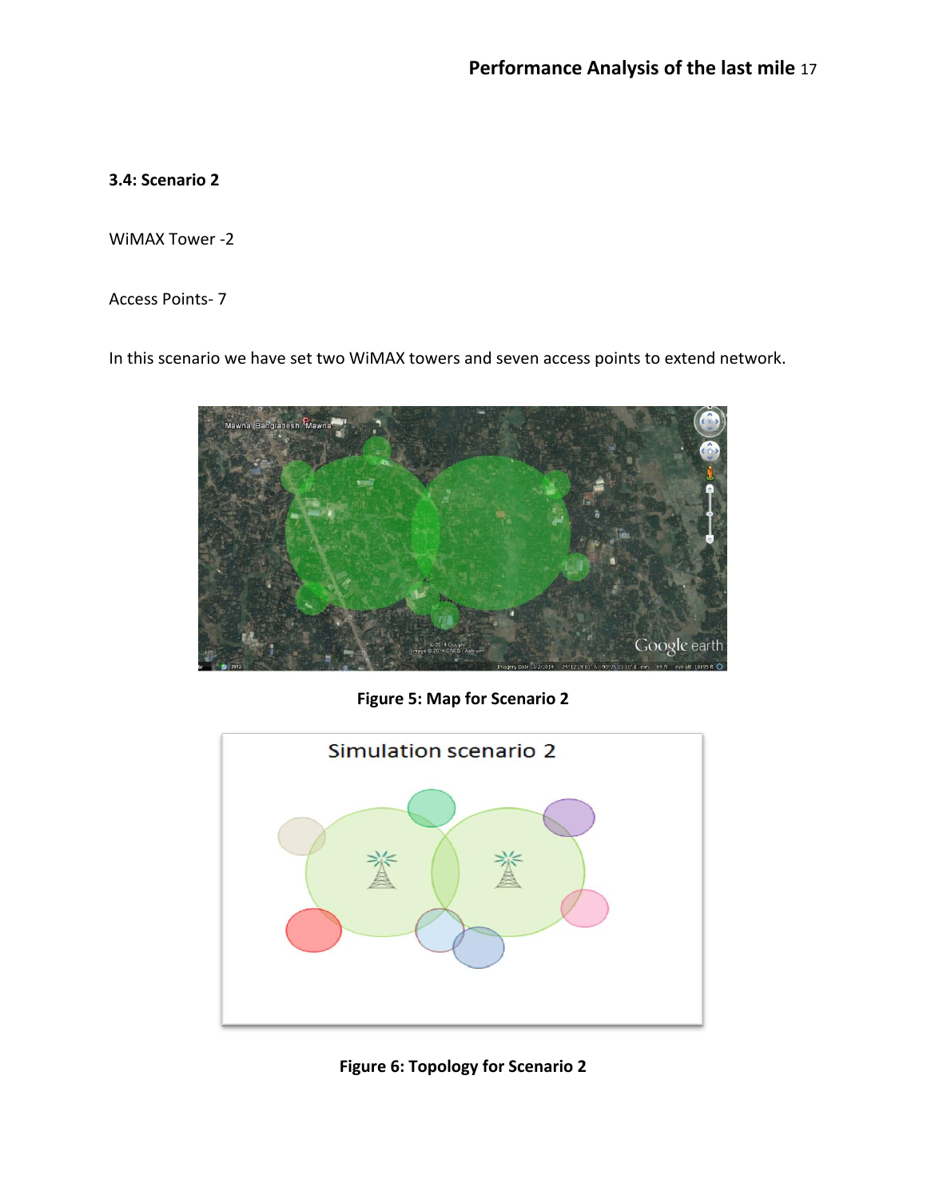### 3.4: Scenario 2

WiMAX Tower -2

Access Points- 7

In this scenario we have set two WiMAX towers and seven access points to extend network.

**Figure 5: Map for Scenario 2**

**Figure 6: Topology for Scenario 2**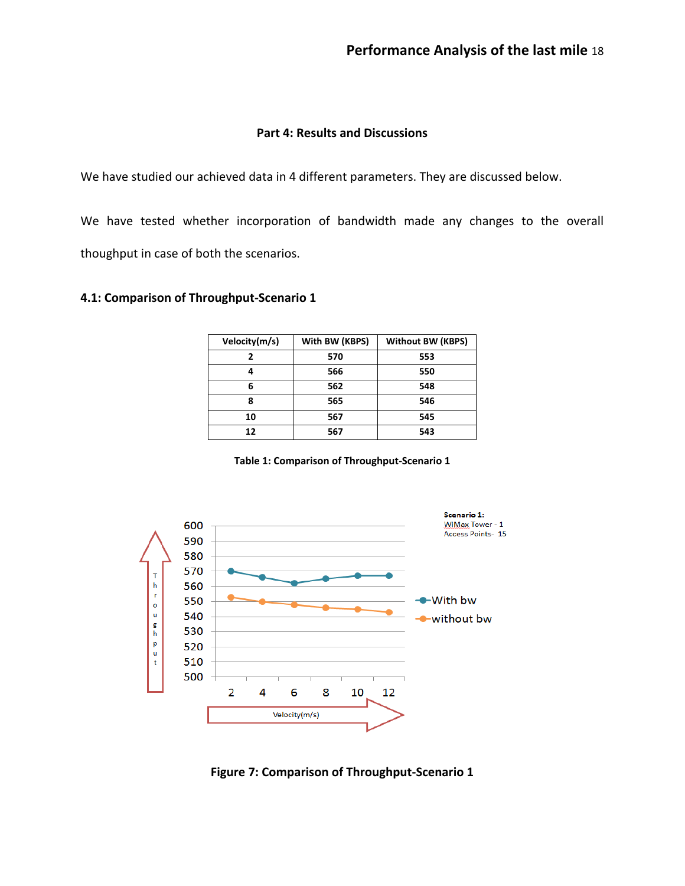## Part 4: Results and Discussions

We have studied our achieved data in 4 different parameters. They are discussed below.

We have tested whether incorporation of bandwidth made any changes to the overall thoughput in case of both the scenarios.

### 4.1: Comparison of Throughput-Scenario 1

| Velocity(m/s) | With BW (KBPS) | Without BW (KBPS) |
|---|---|---|
| 2 | 570 | 553 |
| 4 | 566 | 550 |
| 6 | 562 | 548 |
| 8 | 565 | 546 |
| 10 | 567 | 545 |
| 12 | 567 | 543 |

**Table 1: Comparison of Throughput-Scenario 1**

**Figure 7: Comparison of Throughput-Scenario 1**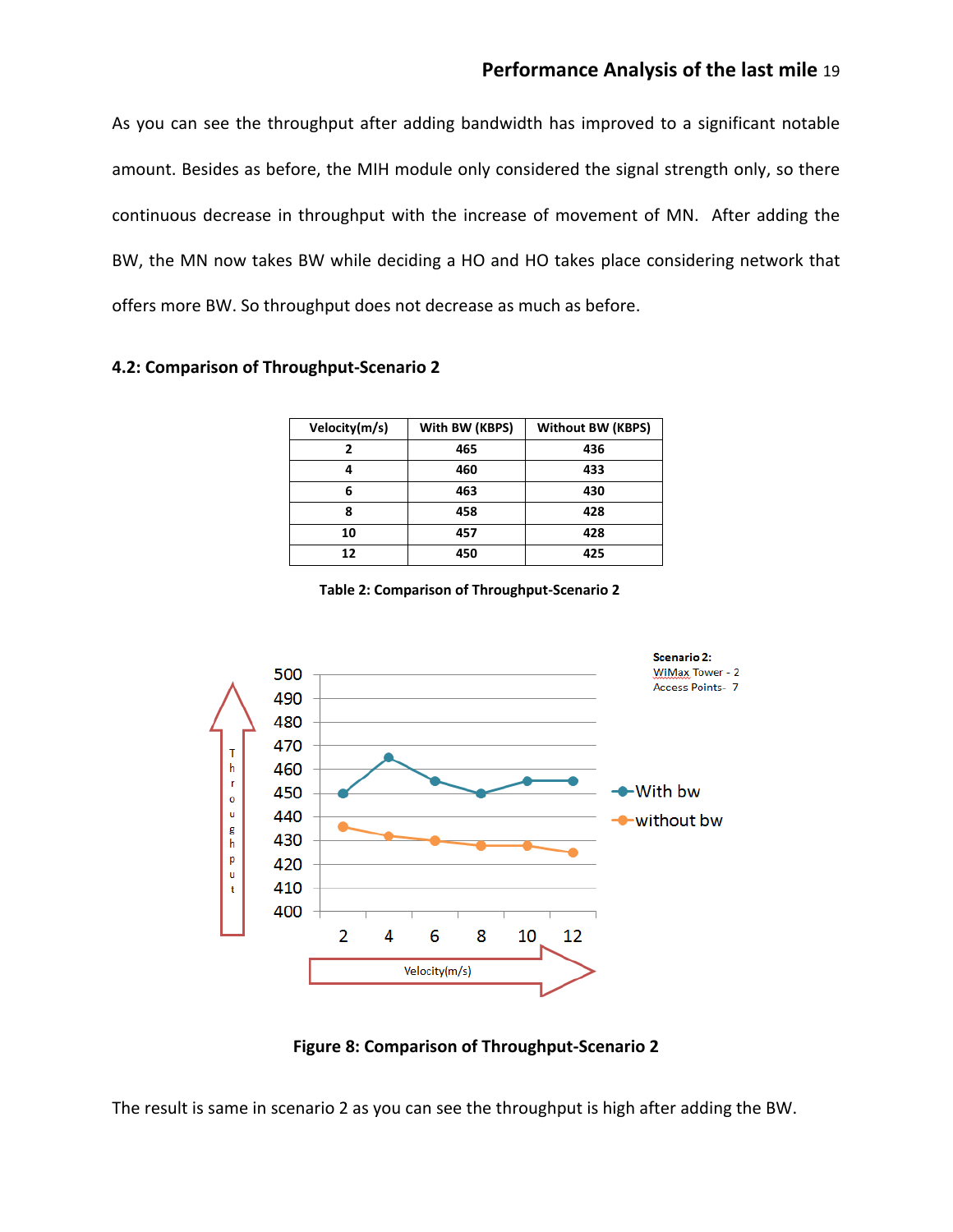As you can see the throughput after adding bandwidth has improved to a significant notable amount. Besides as before, the MIH module only considered the signal strength only, so there continuous decrease in throughput with the increase of movement of MN. After adding the BW, the MN now takes BW while deciding a HO and HO takes place considering network that offers more BW. So throughput does not decrease as much as before.

### 4.2: Comparison of Throughput-Scenario 2

| Velocity(m/s) | With BW (KBPS) | Without BW (KBPS) |
|---|---|---|
| 2 | 465 | 436 |
| 4 | 460 | 433 |
| 6 | 463 | 430 |
| 8 | 458 | 428 |
| 10 | 457 | 428 |
| 12 | 450 | 425 |

**Table 2: Comparison of Throughput-Scenario 2**

**Figure 8: Comparison of Throughput-Scenario 2**

The result is same in scenario 2 as you can see the throughput is high after adding the BW.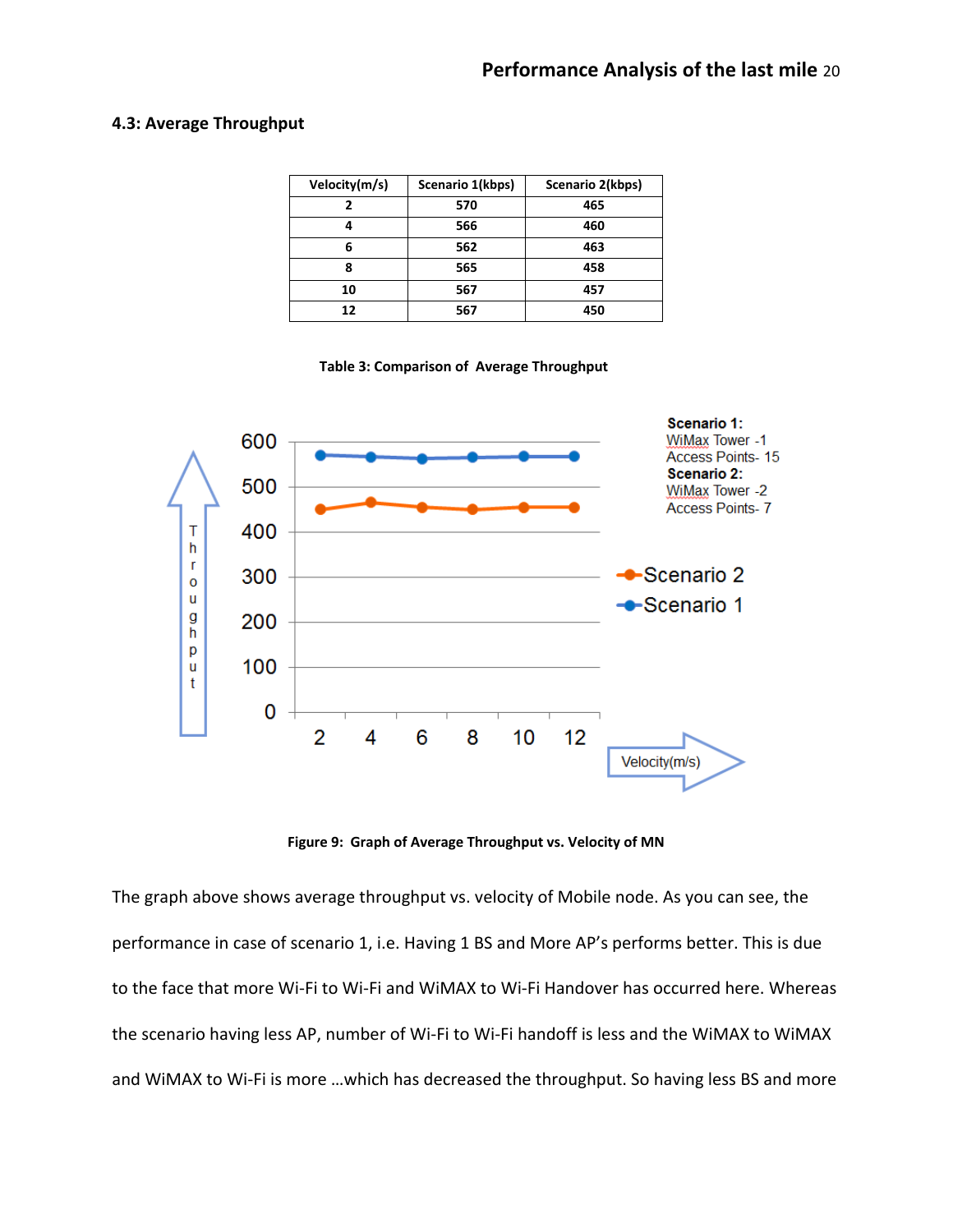### 4.3: Average Throughput

| Velocity(m/s) | Scenario 1(kbps) | Scenario 2(kbps) |
|---|---|---|
| 2 | 570 | 465 |
| 4 | 566 | 460 |
| 6 | 562 | 463 |
| 8 | 565 | 458 |
| 10 | 567 | 457 |
| 12 | 567 | 450 |

**Table 3: Comparison of Average Throughput**

**Figure 9: Graph of Average Throughput vs. Velocity of MN**

The graph above shows average throughput vs. velocity of Mobile node. As you can see, the performance in case of scenario 1, i.e. Having 1 BS and More AP's performs better. This is due to the face that more Wi-Fi to Wi-Fi and WiMAX to Wi-Fi Handover has occurred here. Whereas the scenario having less AP, number of Wi-Fi to Wi-Fi handoff is less and the WiMAX to WiMAX and WiMAX to Wi-Fi is more …which has decreased the throughput. So having less BS and more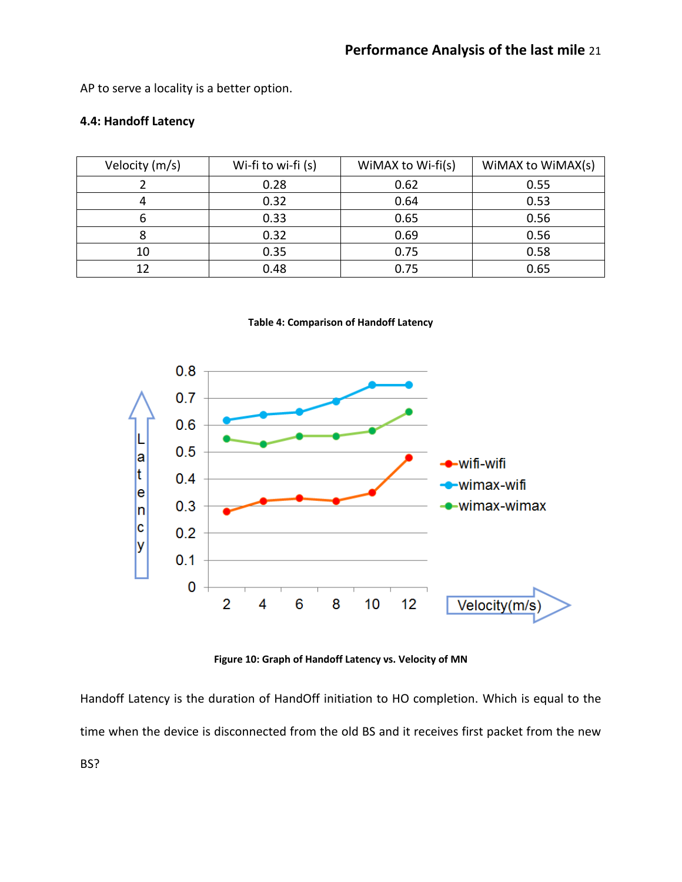AP to serve a locality is a better option.

**4.4: Handoff Latency**

| Velocity (m/s) | Wi-fi to wi-fi (s) | WiMAX to Wi-fi(s) | WiMAX to WiMAX(s) |
|---|---|---|---|
| 2 | 0.28 | 0.62 | 0.55 |
| 4 | 0.32 | 0.64 | 0.53 |
| 6 | 0.33 | 0.65 | 0.56 |
| 8 | 0.32 | 0.69 | 0.56 |
| 10 | 0.35 | 0.75 | 0.58 |
| 12 | 0.48 | 0.75 | 0.65 |

**Table 4: Comparison of Handoff Latency**

**Figure 10: Graph of Handoff Latency vs. Velocity of MN**

Handoff Latency is the duration of HandOff initiation to HO completion. Which is equal to the time when the device is disconnected from the old BS and it receives first packet from the new BS?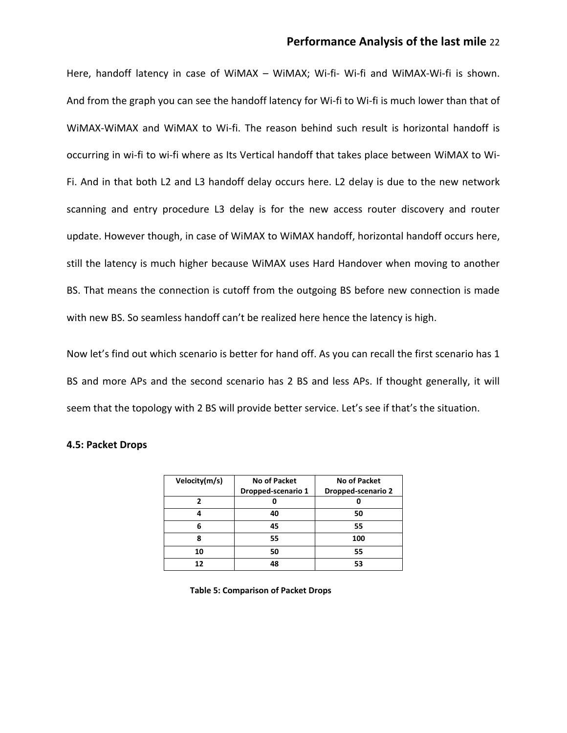Here, handoff latency in case of WiMAX – WiMAX; Wi-fi- Wi-fi and WiMAX-Wi-fi is shown. And from the graph you can see the handoff latency for Wi-fi to Wi-fi is much lower than that of WiMAX-WiMAX and WiMAX to Wi-fi. The reason behind such result is horizontal handoff is occurring in wi-fi to wi-fi where as Its Vertical handoff that takes place between WiMAX to Wi-Fi. And in that both L2 and L3 handoff delay occurs here. L2 delay is due to the new network scanning and entry procedure L3 delay is for the new access router discovery and router update. However though, in case of WiMAX to WiMAX handoff, horizontal handoff occurs here, still the latency is much higher because WiMAX uses Hard Handover when moving to another BS. That means the connection is cutoff from the outgoing BS before new connection is made with new BS. So seamless handoff can't be realized here hence the latency is high.

Now let's find out which scenario is better for hand off. As you can recall the first scenario has 1 BS and more APs and the second scenario has 2 BS and less APs. If thought generally, it will seem that the topology with 2 BS will provide better service. Let's see if that's the situation.

### 4.5: Packet Drops

| Velocity(m/s) | No of Packet Dropped-scenario 1 | No of Packet Dropped-scenario 2 |
|---|---|---|
| 2 | 0 | 0 |
| 4 | 40 | 50 |
| 6 | 45 | 55 |
| 8 | 55 | 100 |
| 10 | 50 | 55 |
| 12 | 48 | 53 |

**Table 5: Comparison of Packet Drops**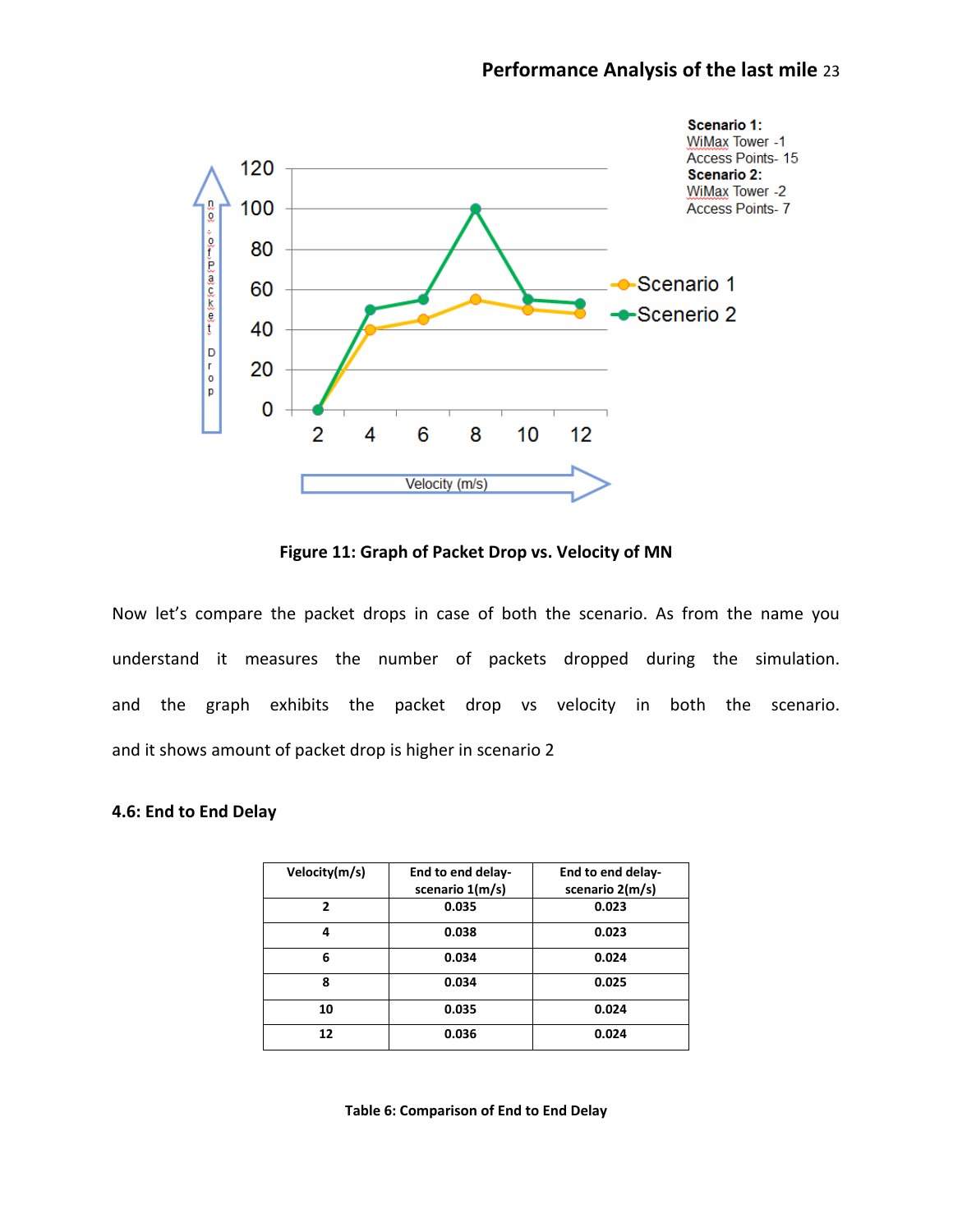Figure 11: Graph of Packet Drop vs. Velocity of MN

Now let's compare the packet drops in case of both the scenario. As from the name you understand it measures the number of packets dropped during the simulation. and the graph exhibits the packet drop vs velocity in both the scenario. and it shows amount of packet drop is higher in scenario 2

**4.6: End to End Delay**

| Velocity(m/s) | End to end delay-scenario 1(m/s) | End to end delay-scenario 2(m/s) |
|---|---|---|
| 2 | 0.035 | 0.023 |
| 4 | 0.038 | 0.023 |
| 6 | 0.034 | 0.024 |
| 8 | 0.034 | 0.025 |
| 10 | 0.035 | 0.024 |
| 12 | 0.036 | 0.024 |

Table 6: Comparison of End to End Delay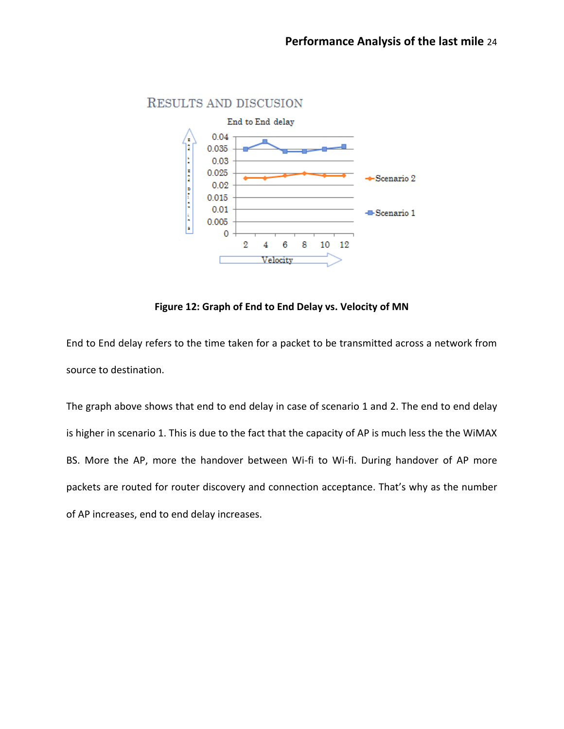# RESULTS AND DISCUSION

Figure 12: Graph of End to End Delay vs. Velocity of MN

End to End delay refers to the time taken for a packet to be transmitted across a network from source to destination.

The graph above shows that end to end delay in case of scenario 1 and 2. The end to end delay is higher in scenario 1. This is due to the fact that the capacity of AP is much less the the WiMAX BS. More the AP, more the handover between Wi-fi to Wi-fi. During handover of AP more packets are routed for router discovery and connection acceptance. That's why as the number of AP increases, end to end delay increases.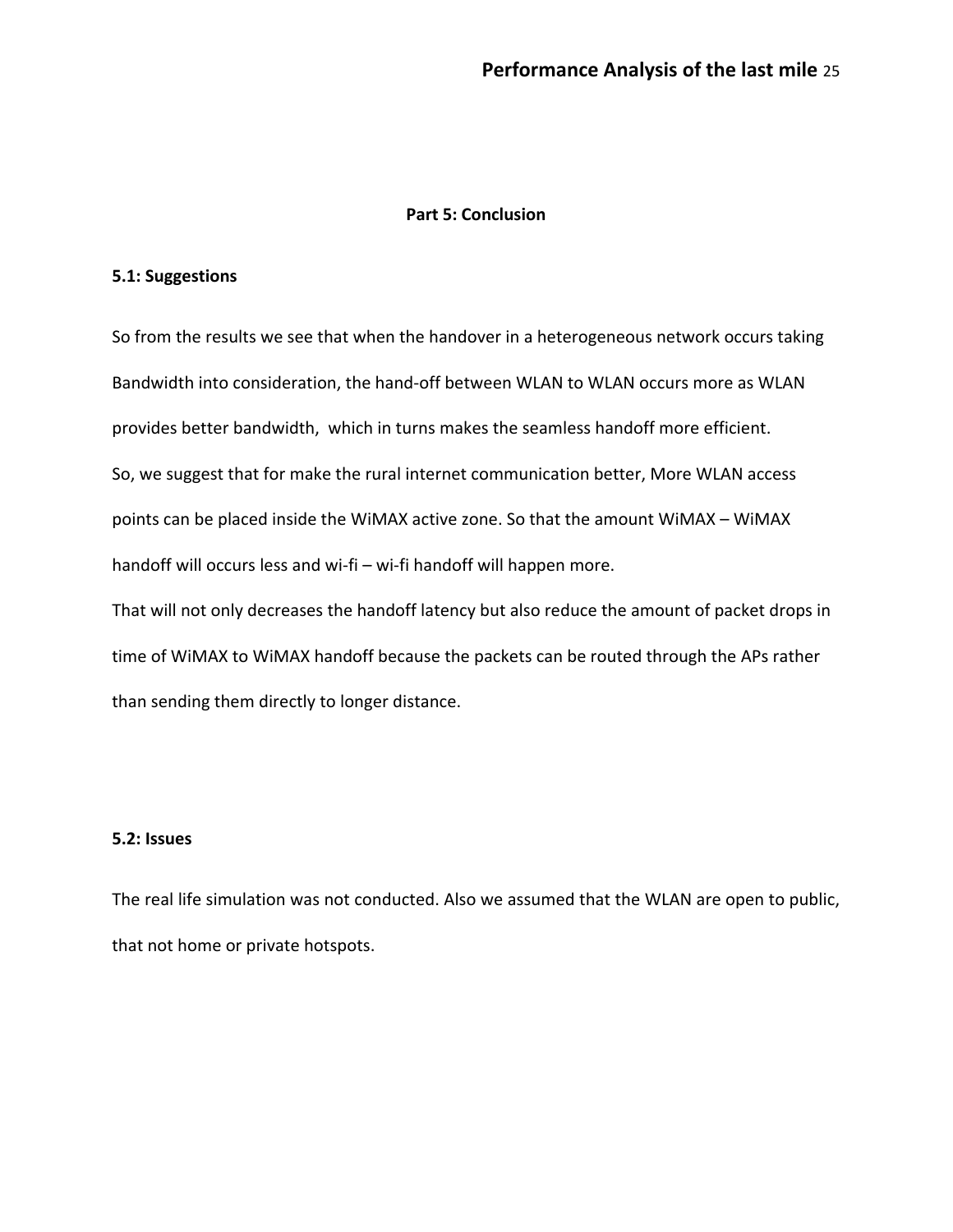## Part 5: Conclusion

### 5.1: Suggestions

So from the results we see that when the handover in a heterogeneous network occurs taking Bandwidth into consideration, the hand-off between WLAN to WLAN occurs more as WLAN provides better bandwidth, which in turns makes the seamless handoff more efficient.
So, we suggest that for make the rural internet communication better, More WLAN access points can be placed inside the WiMAX active zone. So that the amount WiMAX – WiMAX handoff will occurs less and wi-fi – wi-fi handoff will happen more.
That will not only decreases the handoff latency but also reduce the amount of packet drops in time of WiMAX to WiMAX handoff because the packets can be routed through the APs rather than sending them directly to longer distance.

### 5.2: Issues

The real life simulation was not conducted. Also we assumed that the WLAN are open to public, that not home or private hotspots.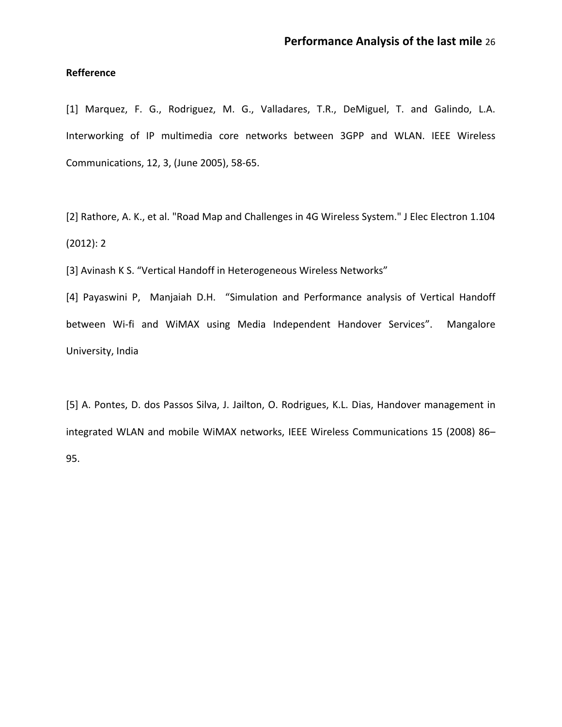**Refference**

[1] Marquez, F. G., Rodriguez, M. G., Valladares, T.R., DeMiguel, T. and Galindo, L.A. Interworking of IP multimedia core networks between 3GPP and WLAN. IEEE Wireless Communications, 12, 3, (June 2005), 58-65.

[2] Rathore, A. K., et al. "Road Map and Challenges in 4G Wireless System." J Elec Electron 1.104 (2012): 2

[3] Avinash K S. "Vertical Handoff in Heterogeneous Wireless Networks"

[4] Payaswini P, Manjaiah D.H. "Simulation and Performance analysis of Vertical Handoff between Wi-fi and WiMAX using Media Independent Handover Services". Mangalore University, India

[5] A. Pontes, D. dos Passos Silva, J. Jailton, O. Rodrigues, K.L. Dias, Handover management in integrated WLAN and mobile WiMAX networks, IEEE Wireless Communications 15 (2008) 86–95.